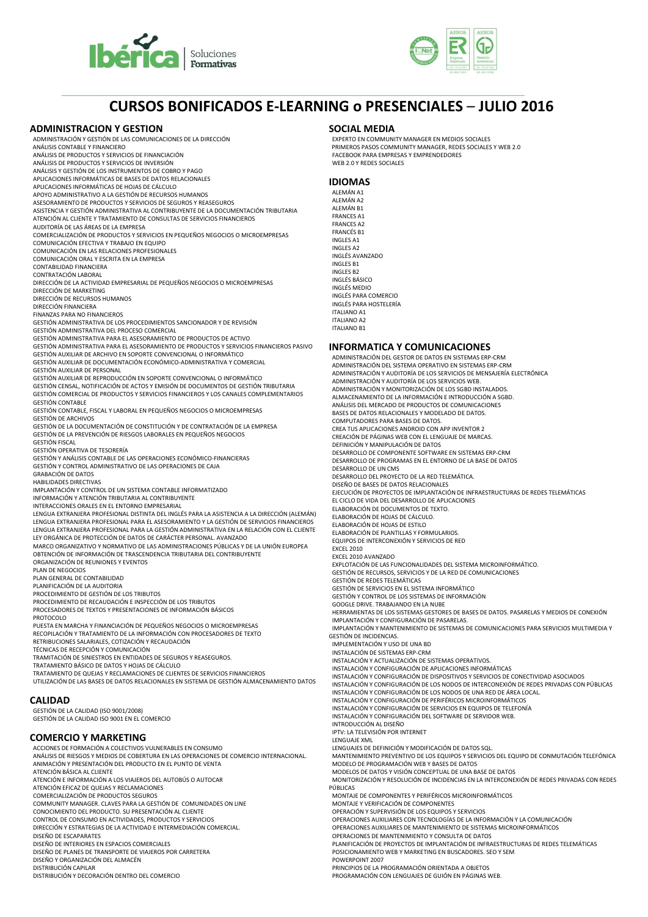# CURSOS BONIFICADOS E-LEARNING o PRESENCIALES – JULIO 2016

## ADMINISTRACION Y GESTION

- ADMINISTRACIÓN Y GESTIÓN DE LAS COMUNICACIONES DE LA DIRECCIÓN
- ANÁLISIS CONTABLE Y FINANCIERO
- ANÁLISIS DE PRODUCTOS Y SERVICIOS DE FINANCIACIÓN
- ANÁLISIS DE PRODUCTOS Y SERVICIOS DE INVERSIÓN
- ANÁLISIS Y GESTIÓN DE LOS INSTRUMENTOS DE COBRO Y PAGO
- APLICACIONES INFORMÁTICAS DE BASES DE DATOS RELACIONALES
- APLICACIONES INFORMÁTICAS DE HOJAS DE CÁLCULO
- APOYO ADMINISTRATIVO A LA GESTIÓN DE RECURSOS HUMANOS
- ASESORAMIENTO DE PRODUCTOS Y SERVICIOS DE SEGUROS Y REASEGUROS
- ASISTENCIA Y GESTIÓN ADMINISTRATIVA AL CONTRIBUYENTE DE LA DOCUMENTACIÓN TRIBUTARIA
- ATENCIÓN AL CLIENTE Y TRATAMIENTO DE CONSULTAS DE SERVICIOS FINANCIEROS
- AUDITORÍA DE LAS ÁREAS DE LA EMPRESA
- COMERCIALIZACIÓN DE PRODUCTOS Y SERVICIOS EN PEQUEÑOS NEGOCIOS O MICROEMPRESAS
- COMUNICACIÓN EFECTIVA Y TRABAJO EN EQUIPO
- COMUNICACIÓN EN LAS RELACIONES PROFESIONALES
- COMUNICACIÓN ORAL Y ESCRITA EN LA EMPRESA
- CONTABILIDAD FINANCIERA
- CONTRATACIÓN LABORAL
- DIRECCIÓN DE LA ACTIVIDAD EMPRESARIAL DE PEQUEÑOS NEGOCIOS O MICROEMPRESAS
- DIRECCIÓN DE MARKETING
- DIRECCIÓN DE RECURSOS HUMANOS
- DIRECCIÓN FINANCIERA
- FINANZAS PARA NO FINANCIEROS
- GESTIÓN ADMINISTRATIVA DE LOS PROCEDIMIENTOS SANCIONADOR Y DE REVISIÓN
- GESTIÓN ADMINISTRATIVA DEL PROCESO COMERCIAL
- GESTIÓN ADMINISTRATIVA PARA EL ASESORAMIENTO DE PRODUCTOS DE ACTIVO
- GESTIÓN ADMINISTRATIVA PARA EL ASESORAMIENTO DE PRODUCTOS Y SERVICIOS FINANCIEROS PASIVO
- GESTIÓN AUXILIAR DE ARCHIVO EN SOPORTE CONVENCIONAL O INFORMÁTICO
- GESTIÓN AUXILIAR DE DOCUMENTACIÓN ECONÓMICO-ADMINISTRATIVA Y COMERCIAL
- GESTIÓN AUXILIAR DE PERSONAL
- GESTIÓN AUXILIAR DE REPRODUCCIÓN EN SOPORTE CONVENCIONAL O INFORMÁTICO
- GESTIÓN CENSAL, NOTIFICACIÓN DE ACTOS Y EMISIÓN DE DOCUMENTOS DE GESTIÓN TRIBUTARIA
- GESTIÓN COMERCIAL DE PRODUCTOS Y SERVICIOS FINANCIEROS Y LOS CANALES COMPLEMENTARIOS
- GESTIÓN CONTABLE
- GESTIÓN CONTABLE, FISCAL Y LABORAL EN PEQUEÑOS NEGOCIOS O MICROEMPRESAS
- GESTIÓN DE ARCHIVOS
- GESTIÓN DE LA DOCUMENTACIÓN DE CONSTITUCIÓN Y DE CONTRATACIÓN DE LA EMPRESA
- GESTIÓN DE LA PREVENCIÓN DE RIESGOS LABORALES EN PEQUEÑOS NEGOCIOS
- GESTIÓN FISCAL
- GESTIÓN OPERATIVA DE TESORERÍA
- GESTIÓN Y ANÁLISIS CONTABLE DE LAS OPERACIONES ECONÓMICO-FINANCIERAS
- GESTIÓN Y CONTROL ADMINISTRATIVO DE LAS OPERACIONES DE CAJA
- GRABACIÓN DE DATOS
- HABILIDADES DIRECTIVAS
- IMPLANTACIÓN Y CONTROL DE UN SISTEMA CONTABLE INFORMATIZADO
- INFORMACIÓN Y ATENCIÓN TRIBUTARIA AL CONTRIBUYENTE
- INTERACCIONES ORALES EN EL ENTORNO EMPRESARIAL
- LENGUA EXTRANJERA PROFESIONAL DISTINTA DEL INGLÉS PARA LA ASISTENCIA A LA DIRECCIÓN (ALEMÁN)
- LENGUA EXTRANJERA PROFESIONAL PARA EL ASESORAMIENTO Y LA GESTIÓN DE SERVICIOS FINANCIEROS
- LENGUA EXTRANJERA PROFESIONAL PARA LA GESTIÓN ADMINISTRATIVA EN LA RELACIÓN CON EL CLIENTE
- LEY ORGÁNICA DE PROTECCIÓN DE DATOS DE CARÁCTER PERSONAL. AVANZADO
- MARCO ORGANIZATIVO Y NORMATIVO DE LAS ADMINISTRACIONES PÚBLICAS Y DE LA UNIÓN EUROPEA
- OBTENCIÓN DE INFORMACIÓN DE TRASCENDENCIA TRIBUTARIA DEL CONTRIBUYENTE
- ORGANIZACIÓN DE REUNIONES Y EVENTOS
- PLAN DE NEGOCIOS
- PLAN GENERAL DE CONTABILIDAD
- PLANIFICACIÓN DE LA AUDITORIA
- PROCEDIMIENTO DE GESTIÓN DE LOS TRIBUTOS
- PROCEDIMIENTO DE RECAUDACIÓN E INSPECCIÓN DE LOS TRIBUTOS
- PROCESADORES DE TEXTOS Y PRESENTACIONES DE INFORMACIÓN BÁSICOS
- PROTOCOLO
- PUESTA EN MARCHA Y FINANCIACIÓN DE PEQUEÑOS NEGOCIOS O MICROEMPRESAS
- RECOPILACIÓN Y TRATAMIENTO DE LA INFORMACIÓN CON PROCESADORES DE TEXTO
- RETRIBUCIONES SALARIALES, COTIZACIÓN Y RECAUDACIÓN
- TÉCNICAS DE RECEPCIÓN Y COMUNICACIÓN
- TRAMITACIÓN DE SINIESTROS EN ENTIDADES DE SEGUROS Y REASEGUROS.
- TRATAMIENTO BÁSICO DE DATOS Y HOJAS DE CÁLCULO
- TRATAMIENTO DE QUEJAS Y RECLAMACIONES DE CLIENTES DE SERVICIOS FINANCIEROS
- UTILIZACIÓN DE LAS BASES DE DATOS RELACIONALES EN SISTEMA DE GESTIÓN ALMACENAMIENTO DATOS

## CALIDAD

- GESTIÓN DE LA CALIDAD (ISO 9001/2008)
- GESTIÓN DE LA CALIDAD ISO 9001 EN EL COMERCIO

## COMERCIO Y MARKETING

- ACCIONES DE FORMACIÓN A COLECTIVOS VULNERABLES EN CONSUMO
- ANÁLISIS DE RIESGOS Y MEDIOS DE COBERTURA EN LAS OPERACIONES DE COMERCIO INTERNACIONAL.
- ANIMACIÓN Y PRESENTACIÓN DEL PRODUCTO EN EL PUNTO DE VENTA
- ATENCIÓN BÁSICA AL CLIENTE
- ATENCIÓN E INFORMACIÓN A LOS VIAJEROS DEL AUTOBÚS O AUTOCAR
- ATENCIÓN EFICAZ DE QUEJAS Y RECLAMACIONES
- COMERCIALIZACIÓN DE PRODUCTOS SEGUROS
- COMMUNITY MANAGER. CLAVES PARA LA GESTIÓN DE COMUNIDADES ON LINE
- CONOCIMIENTO DEL PRODUCTO. SU PRESENTACIÓN AL CLIENTE
- CONTROL DE CONSUMO EN ACTIVIDADES, PRODUCTOS Y SERVICIOS
- DIRECCIÓN Y ESTRATEGIAS DE LA ACTIVIDAD E INTERMEDIACIÓN COMERCIAL.
- DISEÑO DE ESCAPARATES
- DISEÑO DE INTERIORES EN ESPACIOS COMERCIALES
- DISEÑO DE PLANES DE TRANSPORTE DE VIAJEROS POR CARRETERA
- DISEÑO Y ORGANIZACIÓN DEL ALMACÉN
- DISTRIBUCIÓN CAPILAR
- DISTRIBUCIÓN Y DECORACIÓN DENTRO DEL COMERCIO

## SOCIAL MEDIA

- EXPERTO EN COMMUNITY MANAGER EN MEDIOS SOCIALES
- PRIMEROS PASOS COMMUNITY MANAGER, REDES SOCIALES Y WEB 2.0
- FACEBOOK PARA EMPRESAS Y EMPRENDEDORES
- WEB 2.0 Y REDES SOCIALES

## IDIOMAS

- ALEMÁN A1
- ALEMÁN A2
- ALEMÁN B1
- FRANCES A1
- FRANCES A2
- FRANCÉS B1
- INGLES A1
- INGLES A2
- INGLÉS AVANZADO
- INGLES B1
- INGLES B2
- INGLÉS BÁSICO
- INGLÉS MEDIO
- INGLÉS PARA COMERCIO
- INGLÉS PARA HOSTELERÍA
- ITALIANO A1
- ITALIANO A2
- ITALIANO B1

## INFORMATICA Y COMUNICACIONES

- ADMINISTRACIÓN DEL GESTOR DE DATOS EN SISTEMAS ERP-CRM
- ADMINISTRACIÓN DEL SISTEMA OPERATIVO EN SISTEMAS ERP-CRM
- ADMINISTRACIÓN Y AUDITORÍA DE LOS SERVICIOS DE MENSAJERÍA ELECTRÓNICA
- ADMINISTRACIÓN Y AUDITORÍA DE LOS SERVICIOS WEB.
- ADMINISTRACIÓN Y MONITORIZACIÓN DE LOS SGBD INSTALADOS.
- ALMACENAMIENTO DE LA INFORMACIÓN E INTRODUCCIÓN A SGBD.
- ANÁLISIS DEL MERCADO DE PRODUCTOS DE COMUNICACIONES
- BASES DE DATOS RELACIONALES Y MODELADO DE DATOS.
- COMPUTADORES PARA BASES DE DATOS.
- CREA TUS APLICACIONES ANDROID CON APP INVENTOR 2
- CREACIÓN DE PÁGINAS WEB CON EL LENGUAJE DE MARCAS.
- DEFINICIÓN Y MANIPULACIÓN DE DATOS
- DESARROLLO DE COMPONENTE SOFTWARE EN SISTEMAS ERP-CRM
- DESARROLLO DE PROGRAMAS EN EL ENTORNO DE LA BASE DE DATOS
- DESARROLLO DE UN CMS
- DESARROLLO DEL PROYECTO DE LA RED TELEMÁTICA.
- DISEÑO DE BASES DE DATOS RELACIONALES
- EJECUCIÓN DE PROYECTOS DE IMPLANTACIÓN DE INFRAESTRUCTURAS DE REDES TELEMÁTICAS
- EL CICLO DE VIDA DEL DESARROLLO DE APLICACIONES
- ELABORACIÓN DE DOCUMENTOS DE TEXTO.
- ELABORACIÓN DE HOJAS DE CÁLCULO.
- ELABORACIÓN DE HOJAS DE ESTILO
- ELABORACIÓN DE PLANTILLAS Y FORMULARIOS.
- EQUIPOS DE INTERCONEXIÓN Y SERVICIOS DE RED
- EXCEL 2010
- EXCEL 2010 AVANZADO
- EXPLOTACIÓN DE LAS FUNCIONALIDADES DEL SISTEMA MICROINFORMÁTICO.
- GESTIÓN DE RECURSOS, SERVICIOS Y DE LA RED DE COMUNICACIONES
- GESTIÓN DE REDES TELEMÁTICAS
- GESTIÓN DE SERVICIOS EN EL SISTEMA INFORMÁTICO
- GESTIÓN Y CONTROL DE LOS SISTEMAS DE INFORMACIÓN
- GOOGLE DRIVE. TRABAJANDO EN LA NUBE
- HERRAMIENTAS DE LOS SISTEMAS GESTORES DE BASES DE DATOS. PASARELAS Y MEDIOS DE CONEXIÓN
- IMPLANTACIÓN Y CONFIGURACIÓN DE PASARELAS.
- IMPLANTACIÓN Y MANTENIMIENTO DE SISTEMAS DE COMUNICACIONES PARA SERVICIOS MULTIMEDIA Y GESTIÓN DE INCIDENCIAS.
- IMPLEMENTACIÓN Y USO DE UNA BD
- INSTALACIÓN DE SISTEMAS ERP-CRM
- INSTALACIÓN Y ACTUALIZACIÓN DE SISTEMAS OPERATIVOS.
- INSTALACIÓN Y CONFIGURACIÓN DE APLICACIONES INFORMÁTICAS
- INSTALACIÓN Y CONFIGURACIÓN DE DISPOSITIVOS Y SERVICIOS DE CONECTIVIDAD ASOCIADOS
- INSTALACIÓN Y CONFIGURACIÓN DE LOS NODOS DE INTERCONEXIÓN DE REDES PRIVADAS CON PÚBLICAS
- INSTALACIÓN Y CONFIGURACIÓN DE LOS NODOS DE UNA RED DE ÁREA LOCAL.
- INSTALACIÓN Y CONFIGURACIÓN DE PERIFÉRICOS MICROINFORMÁTICOS
- INSTALACIÓN Y CONFIGURACIÓN DE SERVICIOS EN EQUIPOS DE TELEFONÍA
- INSTALACIÓN Y CONFIGURACIÓN DEL SOFTWARE DE SERVIDOR WEB.
- INTRODUCCIÓN AL DISEÑO
- IPTV: LA TELEVISIÓN POR INTERNET
- LENGUAJE XML
- LENGUAJES DE DEFINICIÓN Y MODIFICACIÓN DE DATOS SQL.
- MANTENIMIENTO PREVENTIVO DE LOS EQUIPOS Y SERVICIOS DEL EQUIPO DE CONMUTACIÓN TELEFÓNICA
- MODELO DE PROGRAMACIÓN WEB Y BASES DE DATOS
- MODELOS DE DATOS Y VISIÓN CONCEPTUAL DE UNA BASE DE DATOS
- MONITORIZACIÓN Y RESOLUCIÓN DE INCIDENCIAS EN LA INTERCONEXIÓN DE REDES PRIVADAS CON REDES PÚBLICAS
- MONTAJE DE COMPONENTES Y PERIFÉRICOS MICROINFORMÁTICOS
- MONTAJE Y VERIFICACIÓN DE COMPONENTES
- OPERACIÓN Y SUPERVISIÓN DE LOS EQUIPOS Y SERVICIOS
- OPERACIONES AUXILIARES CON TECNOLOGÍAS DE LA INFORMACIÓN Y LA COMUNICACIÓN
- OPERACIONES AUXILIARES DE MANTENIMIENTO DE SISTEMAS MICROINFORMÁTICOS
- OPERACIONES DE MANTENIMIENTO Y CONSULTA DE DATOS
- PLANIFICACIÓN DE PROYECTOS DE IMPLANTACIÓN DE INFRAESTRUCTURAS DE REDES TELEMÁTICAS
- POSICIONAMIENTO WEB Y MARKETING EN BUSCADORES. SEO Y SEM
- POWERPOINT 2007
- PRINCIPIOS DE LA PROGRAMACIÓN ORIENTADA A OBJETOS
- PROGRAMACIÓN CON LENGUAJES DE GUIÓN EN PÁGINAS WEB.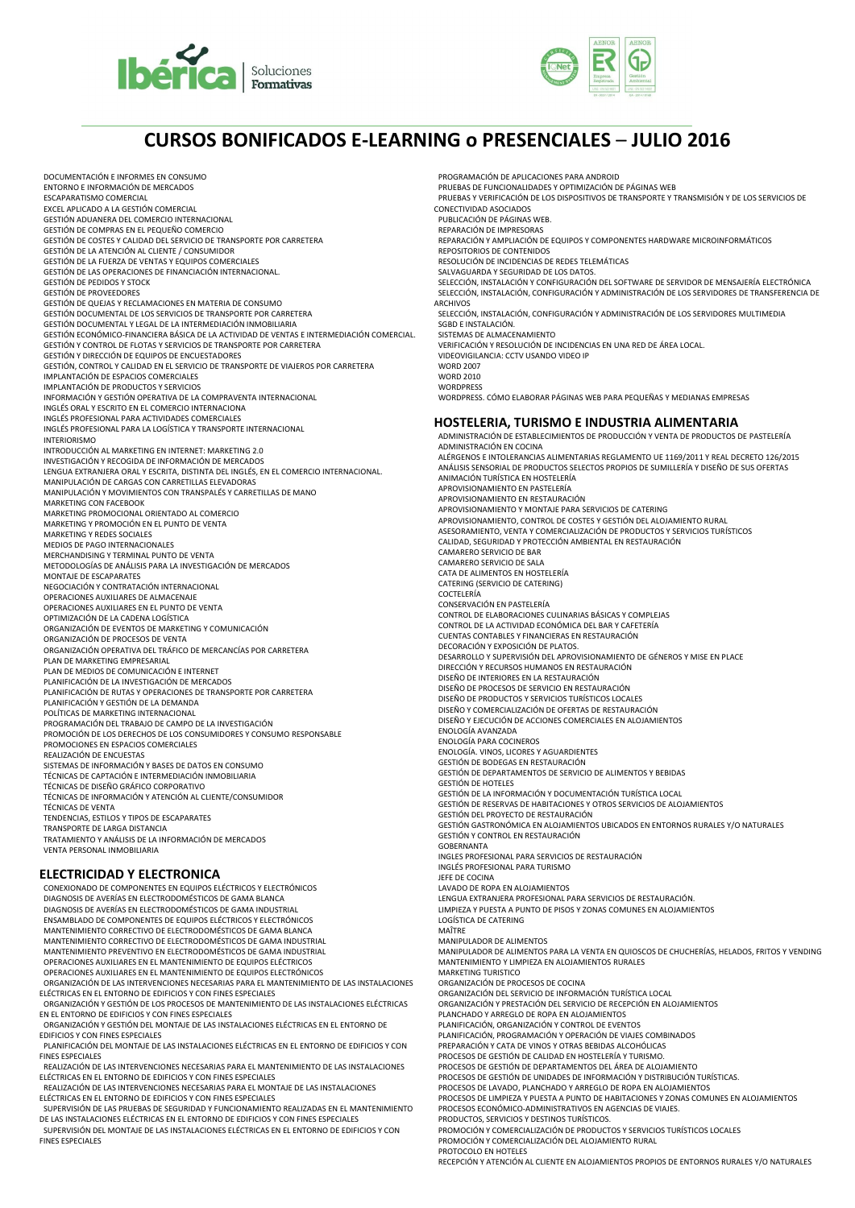# CURSOS BONIFICADOS E-LEARNING o PRESENCIALES – JULIO 2016

DOCUMENTACIÓN E INFORMES EN CONSUMO
ENTORNO E INFORMACIÓN DE MERCADOS
ESCAPARATISMO COMERCIAL
EXCEL APLICADO A LA GESTIÓN COMERCIAL
GESTIÓN ADUANERA DEL COMERCIO INTERNACIONAL
GESTIÓN DE COMPRAS EN EL PEQUEÑO COMERCIO
GESTIÓN DE COSTES Y CALIDAD DEL SERVICIO DE TRANSPORTE POR CARRETERA
GESTIÓN DE LA ATENCIÓN AL CLIENTE / CONSUMIDOR
GESTIÓN DE LA FUERZA DE VENTAS Y EQUIPOS COMERCIALES
GESTIÓN DE LAS OPERACIONES DE FINANCIACIÓN INTERNACIONAL.
GESTIÓN DE PEDIDOS Y STOCK
GESTIÓN DE PROVEEDORES
GESTIÓN DE QUEJAS Y RECLAMACIONES EN MATERIA DE CONSUMO
GESTIÓN DOCUMENTAL DE LOS SERVICIOS DE TRANSPORTE POR CARRETERA
GESTIÓN DOCUMENTAL Y LEGAL DE LA INTERMEDIACIÓN INMOBILIARIA
GESTIÓN ECONÓMICO-FINANCIERA BÁSICA DE LA ACTIVIDAD DE VENTAS E INTERMEDIACIÓN COMERCIAL.
GESTIÓN Y CONTROL DE FLOTAS Y SERVICIOS DE TRANSPORTE POR CARRETERA
GESTIÓN Y DIRECCIÓN DE EQUIPOS DE ENCUESTADORES
GESTIÓN, CONTROL Y CALIDAD EN EL SERVICIO DE TRANSPORTE DE VIAJEROS POR CARRETERA
IMPLANTACIÓN DE ESPACIOS COMERCIALES
IMPLANTACIÓN DE PRODUCTOS Y SERVICIOS
INFORMACIÓN Y GESTIÓN OPERATIVA DE LA COMPRAVENTA INTERNACIONAL
INGLÉS ORAL Y ESCRITO EN EL COMERCIO INTERNACIONAL
INGLÉS PROFESIONAL PARA ACTIVIDADES COMERCIALES
INGLÉS PROFESIONAL PARA LA LOGÍSTICA Y TRANSPORTE INTERNACIONAL
INTERIORISMO
INTRODUCCIÓN AL MARKETING EN INTERNET: MARKETING 2.0
INVESTIGACIÓN Y RECOGIDA DE INFORMACIÓN DE MERCADOS
LENGUA EXTRANJERA ORAL Y ESCRITA, DISTINTA DEL INGLÉS, EN EL COMERCIO INTERNACIONAL.
MANIPULACIÓN DE CARGAS CON CARRETILLAS ELEVADORAS
MANIPULACIÓN Y MOVIMIENTOS CON TRANSPALÉS Y CARRETILLAS DE MANO
MARKETING CON FACEBOOK
MARKETING PROMOCIONAL ORIENTADO AL COMERCIO
MARKETING Y PROMOCIÓN EN EL PUNTO DE VENTA
MARKETING Y REDES SOCIALES
MEDIOS DE PAGO INTERNACIONALES
MERCHANDISING Y TERMINAL PUNTO DE VENTA
METODOLOGÍAS DE ANÁLISIS PARA LA INVESTIGACIÓN DE MERCADOS
MONTAJE DE ESCAPARATES
NEGOCIACIÓN Y CONTRATACIÓN INTERNACIONAL
OPERACIONES AUXILIARES DE ALMACENAJE
OPERACIONES AUXILIARES EN EL PUNTO DE VENTA
OPTIMIZACIÓN DE LA CADENA LOGÍSTICA
ORGANIZACIÓN DE EVENTOS DE MARKETING Y COMUNICACIÓN
ORGANIZACIÓN DE PROCESOS DE VENTA
ORGANIZACIÓN OPERATIVA DEL TRÁFICO DE MERCANCÍAS POR CARRETERA
PLAN DE MARKETING EMPRESARIAL
PLAN DE MEDIOS DE COMUNICACIÓN E INTERNET
PLANIFICACIÓN DE LA INVESTIGACIÓN DE MERCADOS
PLANIFICACIÓN DE RUTAS Y OPERACIONES DE TRANSPORTE POR CARRETERA
PLANIFICACIÓN Y GESTIÓN DE LA DEMANDA
POLÍTICAS DE MARKETING INTERNACIONAL
PROGRAMACIÓN DEL TRABAJO DE CAMPO DE LA INVESTIGACIÓN
PROMOCIÓN DE LOS DERECHOS DE LOS CONSUMIDORES Y CONSUMO RESPONSABLE
PROMOCIONES EN ESPACIOS COMERCIALES
REALIZACIÓN DE ENCUESTAS
SISTEMAS DE INFORMACIÓN Y BASES DE DATOS EN CONSUMO
TÉCNICAS DE CAPTACIÓN E INTERMEDIACIÓN INMOBILIARIA
TÉCNICAS DE DISEÑO GRÁFICO CORPORATIVO
TÉCNICAS DE INFORMACIÓN Y ATENCIÓN AL CLIENTE/CONSUMIDOR
TÉCNICAS DE VENTA
TENDENCIAS, ESTILOS Y TIPOS DE ESCAPARATES
TRANSPORTE DE LARGA DISTANCIA
TRATAMIENTO Y ANÁLISIS DE LA INFORMACIÓN DE MERCADOS
VENTA PERSONAL INMOBILIARIA

## ELECTRICIDAD Y ELECTRONICA

CONEXIONADO DE COMPONENTES EN EQUIPOS ELÉCTRICOS Y ELECTRÓNICOS
DIAGNOSIS DE AVERÍAS EN ELECTRODOMÉSTICOS DE GAMA BLANCA
DIAGNOSIS DE AVERÍAS EN ELECTRODOMÉSTICOS DE GAMA INDUSTRIAL
ENSAMBLADO DE COMPONENTES DE EQUIPOS ELÉCTRICOS Y ELECTRÓNICOS
MANTENIMIENTO CORRECTIVO DE ELECTRODOMÉSTICOS DE GAMA BLANCA
MANTENIMIENTO CORRECTIVO DE ELECTRODOMÉSTICOS DE GAMA INDUSTRIAL
MANTENIMIENTO PREVENTIVO EN ELECTRODOMÉSTICOS DE GAMA INDUSTRIAL
OPERACIONES AUXILIARES EN EL MANTENIMIENTO DE EQUIPOS ELÉCTRICOS
OPERACIONES AUXILIARES EN EL MANTENIMIENTO DE EQUIPOS ELECTRÓNICOS
ORGANIZACIÓN DE LAS INTERVENCIONES NECESARIAS PARA EL MANTENIMIENTO DE LAS INSTALACIONES ELÉCTRICAS EN EL ENTORNO DE EDIFICIOS Y CON FINES ESPECIALES
ORGANIZACIÓN Y GESTIÓN DE LOS PROCESOS DE MANTENIMIENTO DE LAS INSTALACIONES ELÉCTRICAS EN EL ENTORNO DE EDIFICIOS Y CON FINES ESPECIALES
ORGANIZACIÓN Y GESTIÓN DEL MONTAJE DE LAS INSTALACIONES ELÉCTRICAS EN EL ENTORNO DE EDIFICIOS Y CON FINES ESPECIALES
PLANIFICACIÓN DEL MONTAJE DE LAS INSTALACIONES ELÉCTRICAS EN EL ENTORNO DE EDIFICIOS Y CON FINES ESPECIALES
REALIZACIÓN DE LAS INTERVENCIONES NECESARIAS PARA EL MANTENIMIENTO DE LAS INSTALACIONES ELÉCTRICAS EN EL ENTORNO DE EDIFICIOS Y CON FINES ESPECIALES
REALIZACIÓN DE LAS INTERVENCIONES NECESARIAS PARA EL MONTAJE DE LAS INSTALACIONES ELÉCTRICAS EN EL ENTORNO DE EDIFICIOS Y CON FINES ESPECIALES
SUPERVISIÓN DE LAS PRUEBAS DE SEGURIDAD Y FUNCIONAMIENTO REALIZADAS EN EL MANTENIMIENTO DE LAS INSTALACIONES ELÉCTRICAS EN EL ENTORNO DE EDIFICIOS Y CON FINES ESPECIALES
SUPERVISIÓN DEL MONTAJE DE LAS INSTALACIONES ELÉCTRICAS EN EL ENTORNO DE EDIFICIOS Y CON FINES ESPECIALES

PROGRAMACIÓN DE APLICACIONES PARA ANDROID
PRUEBAS DE FUNCIONALIDADES Y OPTIMIZACIÓN DE PÁGINAS WEB
PRUEBAS Y VERIFICACIÓN DE LOS DISPOSITIVOS DE TRANSPORTE Y TRANSMISIÓN Y DE LOS SERVICIOS DE CONECTIVIDAD ASOCIADOS
PUBLICACIÓN DE PÁGINAS WEB.
REPARACIÓN DE IMPRESORAS
REPARACIÓN Y AMPLIACIÓN DE EQUIPOS Y COMPONENTES HARDWARE MICROINFORMÁTICOS
REPOSITORIOS DE CONTENIDOS
RESOLUCIÓN DE INCIDENCIAS DE REDES TELEMÁTICAS
SALVAGUARDA Y SEGURIDAD DE LOS DATOS.
SELECCIÓN, INSTALACIÓN Y CONFIGURACIÓN DEL SOFTWARE DE SERVIDOR DE MENSAJERÍA ELECTRÓNICA
SELECCIÓN, INSTALACIÓN, CONFIGURACIÓN Y ADMINISTRACIÓN DE LOS SERVIDORES DE TRANSFERENCIA DE ARCHIVOS
SELECCIÓN, INSTALACIÓN, CONFIGURACIÓN Y ADMINISTRACIÓN DE LOS SERVIDORES MULTIMEDIA
SGBD E INSTALACIÓN.
SISTEMAS DE ALMACENAMIENTO
VERIFICACIÓN Y RESOLUCIÓN DE INCIDENCIAS EN UNA RED DE ÁREA LOCAL.
VIDEOVIGILANCIA: CCTV USANDO VIDEO IP
WORD 2007
WORD 2010
WORDPRESS
WORDPRESS. CÓMO ELABORAR PÁGINAS WEB PARA PEQUEÑAS Y MEDIANAS EMPRESAS

## HOSTELERIA, TURISMO E INDUSTRIA ALIMENTARIA

ADMINISTRACIÓN DE ESTABLECIMIENTOS DE PRODUCCIÓN Y VENTA DE PRODUCTOS DE PASTELERÍA
ADMINISTRACIÓN EN COCINA
ALÉRGENOS E INTOLERANCIAS ALIMENTARIAS REGLAMENTO UE 1169/2011 Y REAL DECRETO 126/2015
ANÁLISIS SENSORIAL DE PRODUCTOS SELECTOS PROPIOS DE SUMILLERÍA Y DISEÑO DE SUS OFERTAS
ANIMACIÓN TURÍSTICA EN HOSTELERÍA
APROVISIONAMIENTO EN PASTELERÍA
APROVISIONAMIENTO EN RESTAURACIÓN
APROVISIONAMIENTO Y MONTAJE PARA SERVICIOS DE CATERING
APROVISIONAMIENTO, CONTROL DE COSTES Y GESTIÓN DEL ALOJAMIENTO RURAL
ASESORAMIENTO, VENTA Y COMERCIALIZACIÓN DE PRODUCTOS Y SERVICIOS TURÍSTICOS
CALIDAD, SEGURIDAD Y PROTECCIÓN AMBIENTAL EN RESTAURACIÓN
CAMARERO SERVICIO DE BAR
CAMARERO SERVICIO DE SALA
CATA DE ALIMENTOS EN HOSTELERÍA
CATERING (SERVICIO DE CATERING)
COCTELERÍA
CONSERVACIÓN EN PASTELERÍA
CONTROL DE ELABORACIONES CULINARIAS BÁSICAS Y COMPLEJAS
CONTROL DE LA ACTIVIDAD ECONÓMICA DEL BAR Y CAFETERÍA
CUENTAS CONTABLES Y FINANCIERAS EN RESTAURACIÓN
DECORACIÓN Y EXPOSICIÓN DE PLATOS.
DESARROLLO Y SUPERVISIÓN DEL APROVISIONAMIENTO DE GÉNEROS Y MISE EN PLACE
DIRECCIÓN Y RECURSOS HUMANOS EN RESTAURACIÓN
DISEÑO DE INTERIORES EN LA RESTAURACIÓN
DISEÑO DE PROCESOS DE SERVICIO EN RESTAURACIÓN
DISEÑO DE PRODUCTOS Y SERVICIOS TURÍSTICOS LOCALES
DISEÑO Y COMERCIALIZACIÓN DE OFERTAS DE RESTAURACIÓN
DISEÑO Y EJECUCIÓN DE ACCIONES COMERCIALES EN ALOJAMIENTOS
ENOLOGÍA AVANZADA
ENOLOGÍA PARA COCINEROS
ENOLOGÍA. VINOS, LICORES Y AGUARDIENTES
GESTIÓN DE BODEGAS EN RESTAURACIÓN
GESTIÓN DE DEPARTAMENTOS DE SERVICIO DE ALIMENTOS Y BEBIDAS
GESTIÓN DE HOTELES
GESTIÓN DE LA INFORMACIÓN Y DOCUMENTACIÓN TURÍSTICA LOCAL
GESTIÓN DE RESERVAS DE HABITACIONES Y OTROS SERVICIOS DE ALOJAMIENTOS
GESTIÓN DEL PROYECTO DE RESTAURACIÓN
GESTIÓN GASTRONÓMICA EN ALOJAMIENTOS UBICADOS EN ENTORNOS RURALES Y/O NATURALES
GESTIÓN Y CONTROL EN RESTAURACIÓN
GOBERNANTA
INGLES PROFESIONAL PARA SERVICIOS DE RESTAURACIÓN
INGLÉS PROFESIONAL PARA TURISMO
JEFE DE COCINA
LAVADO DE ROPA EN ALOJAMIENTOS
LENGUA EXTRANJERA PROFESIONAL PARA SERVICIOS DE RESTAURACIÓN.
LIMPIEZA Y PUESTA A PUNTO DE PISOS Y ZONAS COMUNES EN ALOJAMIENTOS
LOGÍSTICA DE CATERING
MAÎTRE
MANIPULADOR DE ALIMENTOS
MANIPULADOR DE ALIMENTOS PARA LA VENTA EN QUIOSCOS DE CHUCHERÍAS, HELADOS, FRITOS Y VENDING
MANTENIMIENTO Y LIMPIEZA EN ALOJAMIENTOS RURALES
MARKETING TURISTICO
ORGANIZACIÓN DE PROCESOS DE COCINA
ORGANIZACIÓN DEL SERVICIO DE INFORMACIÓN TURÍSTICA LOCAL
ORGANIZACIÓN Y PRESTACIÓN DEL SERVICIO DE RECEPCIÓN EN ALOJAMIENTOS
PLANCHADO Y ARREGLO DE ROPA EN ALOJAMIENTOS
PLANIFICACIÓN, ORGANIZACIÓN Y CONTROL DE EVENTOS
PLANIFICACIÓN, PROGRAMACIÓN Y OPERACIÓN DE VIAJES COMBINADOS
PREPARACIÓN Y CATA DE VINOS Y OTRAS BEBIDAS ALCOHÓLICAS
PROCESOS DE GESTIÓN DE CALIDAD EN HOSTELERÍA Y TURISMO.
PROCESOS DE GESTIÓN DE DEPARTAMENTOS DEL ÁREA DE ALOJAMIENTO
PROCESOS DE GESTIÓN DE UNIDADES DE INFORMACIÓN Y DISTRIBUCIÓN TURÍSTICAS.
PROCESOS DE LAVADO, PLANCHADO Y ARREGLO DE ROPA EN ALOJAMIENTOS
PROCESOS DE LIMPIEZA Y PUESTA A PUNTO DE HABITACIONES Y ZONAS COMUNES EN ALOJAMIENTOS
PROCESOS ECONÓMICO-ADMINISTRATIVOS EN AGENCIAS DE VIAJES.
PRODUCTOS, SERVICIOS Y DESTINOS TURÍSTICOS.
PROMOCIÓN Y COMERCIALIZACIÓN DE PRODUCTOS Y SERVICIOS TURÍSTICOS LOCALES
PROMOCIÓN Y COMERCIALIZACIÓN DEL ALOJAMIENTO RURAL
PROTOCOLO EN HOTELES
RECEPCIÓN Y ATENCIÓN AL CLIENTE EN ALOJAMIENTOS PROPIOS DE ENTORNOS RURALES Y/O NATURALES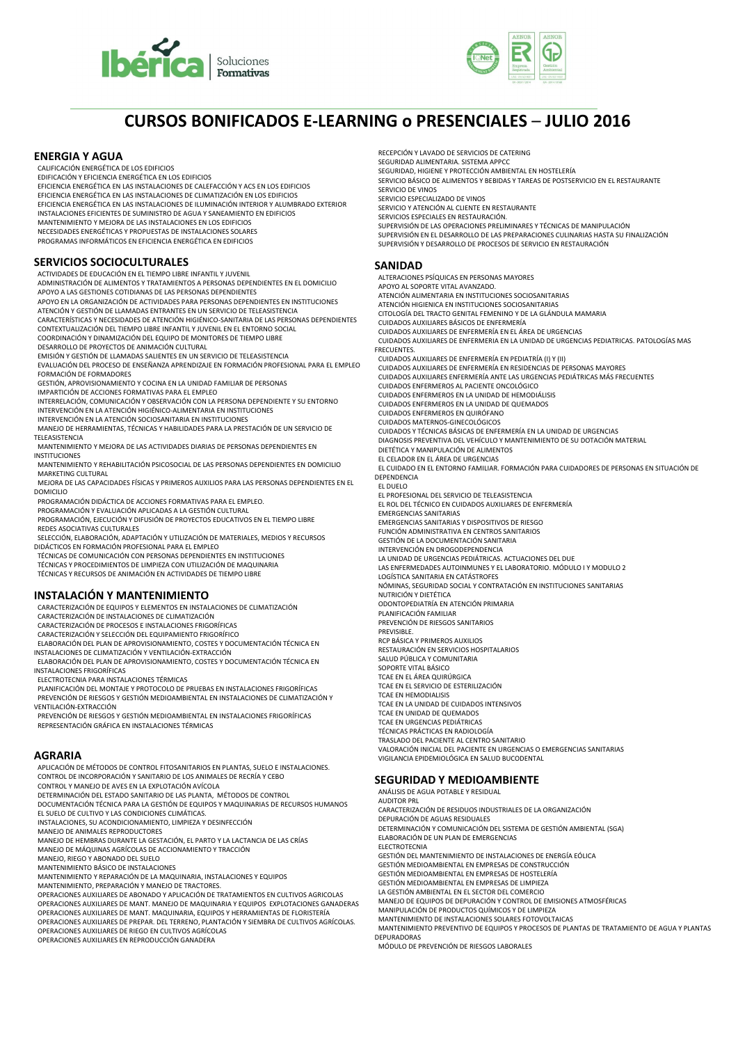# CURSOS BONIFICADOS E-LEARNING o PRESENCIALES – JULIO 2016

## ENERGIA Y AGUA

CALIFICACIÓN ENERGÉTICA DE LOS EDIFICIOS
EDIFICACIÓN Y EFICIENCIA ENERGÉTICA EN LOS EDIFICIOS
EFICIENCIA ENERGÉTICA EN LAS INSTALACIONES DE CALEFACCIÓN Y ACS EN LOS EDIFICIOS
EFICIENCIA ENERGÉTICA EN LAS INSTALACIONES DE CLIMATIZACIÓN EN LOS EDIFICIOS
EFICIENCIA ENERGÉTICA EN LAS INSTALACIONES DE ILUMINACIÓN INTERIOR Y ALUMBRADO EXTERIOR
INSTALACIONES EFICIENTES DE SUMINISTRO DE AGUA Y SANEAMIENTO EN EDIFICIOS
MANTENIMIENTO Y MEJORA DE LAS INSTALACIONES EN LOS EDIFICIOS
NECESIDADES ENERGÉTICAS Y PROPUESTAS DE INSTALACIONES SOLARES
PROGRAMAS INFORMÁTICOS EN EFICIENCIA ENERGÉTICA EN EDIFICIOS

## SERVICIOS SOCIOCULTURALES

ACTIVIDADES DE EDUCACIÓN EN EL TIEMPO LIBRE INFANTIL Y JUVENIL
ADMINISTRACIÓN DE ALIMENTOS Y TRATAMIENTOS A PERSONAS DEPENDIENTES EN EL DOMICILIO
APOYO A LAS GESTIONES COTIDIANAS DE LAS PERSONAS DEPENDIENTES
APOYO EN LA ORGANIZACIÓN DE ACTIVIDADES PARA PERSONAS DEPENDIENTES EN INSTITUCIONES
ATENCIÓN Y GESTIÓN DE LLAMADAS ENTRANTES EN UN SERVICIO DE TELEASISTENCIA
CARACTERÍSTICAS Y NECESIDADES DE ATENCIÓN HIGIÉNICO-SANITARIA DE LAS PERSONAS DEPENDIENTES
CONTEXTUALIZACIÓN DEL TIEMPO LIBRE INFANTIL Y JUVENIL EN EL ENTORNO SOCIAL
COORDINACIÓN Y DINAMIZACIÓN DEL EQUIPO DE MONITORES DE TIEMPO LIBRE
DESARROLLO DE PROYECTOS DE ANIMACIÓN CULTURAL
EMISIÓN Y GESTIÓN DE LLAMADAS SALIENTES EN UN SERVICIO DE TELEASISTENCIA
EVALUACIÓN DEL PROCESO DE ENSEÑANZA APRENDIZAJE EN FORMACIÓN PROFESIONAL PARA EL EMPLEO
FORMACIÓN DE FORMADORES
GESTIÓN, APROVISIONAMIENTO Y COCINA EN LA UNIDAD FAMILIAR DE PERSONAS
IMPARTICIÓN DE ACCIONES FORMATIVAS PARA EL EMPLEO
INTERRELACIÓN, COMUNICACIÓN Y OBSERVACIÓN CON LA PERSONA DEPENDIENTE Y SU ENTORNO
INTERVENCIÓN EN LA ATENCIÓN HIGIÉNICO-ALIMENTARIA EN INSTITUCIONES
INTERVENCIÓN EN LA ATENCIÓN SOCIOSANITARIA EN INSTITUCIONES
MANEJO DE HERRAMIENTAS, TÉCNICAS Y HABILIDADES PARA LA PRESTACIÓN DE UN SERVICIO DE TELEASISTENCIA
MANTENIMIENTO Y MEJORA DE LAS ACTIVIDADES DIARIAS DE PERSONAS DEPENDIENTES EN INSTITUCIONES
MANTENIMIENTO Y REHABILITACIÓN PSICOSOCIAL DE LAS PERSONAS DEPENDIENTES EN DOMICILIO
MARKETING CULTURAL
MEJORA DE LAS CAPACIDADES FÍSICAS Y PRIMEROS AUXILIOS PARA LAS PERSONAS DEPENDIENTES EN EL DOMICILIO
PROGRAMACIÓN DIDÁCTICA DE ACCIONES FORMATIVAS PARA EL EMPLEO.
PROGRAMACIÓN Y EVALUACIÓN APLICADAS A LA GESTIÓN CULTURAL
PROGRAMACIÓN, EJECUCIÓN Y DIFUSIÓN DE PROYECTOS EDUCATIVOS EN EL TIEMPO LIBRE
REDES ASOCIATIVAS CULTURALES
SELECCIÓN, ELABORACIÓN, ADAPTACIÓN Y UTILIZACIÓN DE MATERIALES, MEDIOS Y RECURSOS DIDÁCTICOS EN FORMACIÓN PROFESIONAL PARA EL EMPLEO
TÉCNICAS DE COMUNICACIÓN CON PERSONAS DEPENDIENTES EN INSTITUCIONES
TÉCNICAS Y PROCEDIMIENTOS DE LIMPIEZA CON UTILIZACIÓN DE MAQUINARIA
TÉCNICAS Y RECURSOS DE ANIMACIÓN EN ACTIVIDADES DE TIEMPO LIBRE

## INSTALACIÓN Y MANTENIMIENTO

CARACTERIZACIÓN DE EQUIPOS Y ELEMENTOS EN INSTALACIONES DE CLIMATIZACIÓN
CARACTERIZACIÓN DE INSTALACIONES DE CLIMATIZACIÓN
CARACTERIZACIÓN DE PROCESOS E INSTALACIONES FRIGORÍFICAS
CARACTERIZACIÓN Y SELECCIÓN DEL EQUIPAMIENTO FRIGORÍFICO
ELABORACIÓN DEL PLAN DE APROVISIONAMIENTO, COSTES Y DOCUMENTACIÓN TÉCNICA EN INSTALACIONES DE CLIMATIZACIÓN Y VENTILACIÓN-EXTRACCIÓN
ELABORACIÓN DEL PLAN DE APROVISIONAMIENTO, COSTES Y DOCUMENTACIÓN TÉCNICA EN INSTALACIONES FRIGORÍFICAS
ELECTROTECNIA PARA INSTALACIONES TÉRMICAS
PLANIFICACIÓN DEL MONTAJE Y PROTOCOLO DE PRUEBAS EN INSTALACIONES FRIGORÍFICAS
PREVENCIÓN DE RIESGOS Y GESTIÓN MEDIOAMBIENTAL EN INSTALACIONES DE CLIMATIZACIÓN Y VENTILACIÓN-EXTRACCIÓN
PREVENCIÓN DE RIESGOS Y GESTIÓN MEDIOAMBIENTAL EN INSTALACIONES FRIGORÍFICAS
REPRESENTACIÓN GRÁFICA EN INSTALACIONES TÉRMICAS

## AGRARIA

APLICACIÓN DE MÉTODOS DE CONTROL FITOSANITARIOS EN PLANTAS, SUELO E INSTALACIONES.
CONTROL DE INCORPORACIÓN Y SANITARIO DE LOS ANIMALES DE RECRÍA Y CEBO
CONTROL Y MANEJO DE AVES EN LA EXPLOTACIÓN AVÍCOLA
DETERMINACIÓN DEL ESTADO SANITARIO DE LAS PLANTA, MÉTODOS DE CONTROL
DOCUMENTACIÓN TÉCNICA PARA LA GESTIÓN DE EQUIPOS Y MAQUINARIAS DE RECURSOS HUMANOS
EL SUELO DE CULTIVO Y LAS CONDICIONES CLIMÁTICAS.
INSTALACIONES, SU ACONDICIONAMIENTO, LIMPIEZA Y DESINFECCIÓN
MANEJO DE ANIMALES REPRODUCTORES
MANEJO DE HEMBRAS DURANTE LA GESTACIÓN, EL PARTO Y LA LACTANCIA DE LAS CRÍAS
MANEJO DE MÁQUINAS AGRÍCOLAS DE ACCIONAMIENTO Y TRACCIÓN
MANEJO, RIEGO Y ABONADO DEL SUELO
MANTENIMIENTO BÁSICO DE INSTALACIONES
MANTENIMIENTO Y REPARACIÓN DE LA MAQUINARIA, INSTALACIONES Y EQUIPOS
MANTENIMIENTO, PREPARACIÓN Y MANEJO DE TRACTORES.
OPERACIONES AUXILIARES DE ABONADO Y APLICACIÓN DE TRATAMIENTOS EN CULTIVOS AGRICOLAS
OPERACIONES AUXILIARES DE MANT. MANEJO DE MAQUINARIA Y EQUIPOS EXPLOTACIONES GANADERAS
OPERACIONES AUXILIARES DE MANT. MAQUINARIA, EQUIPOS Y HERRAMIENTAS DE FLORISTERÍA
OPERACIONES AUXILIARES DE PREPAR. DEL TERRENO, PLANTACIÓN Y SIEMBRA DE CULTIVOS AGRÍCOLAS.
OPERACIONES AUXILIARES DE RIEGO EN CULTIVOS AGRÍCOLAS
OPERACIONES AUXILIARES EN REPRODUCCIÓN GANADERA

RECEPCIÓN Y LAVADO DE SERVICIOS DE CATERING
SEGURIDAD ALIMENTARIA. SISTEMA APPCC
SEGURIDAD, HIGIENE Y PROTECCIÓN AMBIENTAL EN HOSTELERÍA
SERVICIO BÁSICO DE ALIMENTOS Y BEBIDAS Y TAREAS DE POSTSERVICIO EN EL RESTAURANTE
SERVICIO DE VINOS
SERVICIO ESPECIALIZADO DE VINOS
SERVICIO Y ATENCIÓN AL CLIENTE EN RESTAURANTE
SERVICIOS ESPECIALES EN RESTAURACIÓN.
SUPERVISIÓN DE LAS OPERACIONES PRELIMINARES Y TÉCNICAS DE MANIPULACIÓN
SUPERVISIÓN EN EL DESARROLLO DE LAS PREPARACIONES CULINARIAS HASTA SU FINALIZACIÓN
SUPERVISIÓN Y DESARROLLO DE PROCESOS DE SERVICIO EN RESTAURACIÓN

## SANIDAD

ALTERACIONES PSÍQUICAS EN PERSONAS MAYORES
APOYO AL SOPORTE VITAL AVANZADO.
ATENCIÓN ALIMENTARIA EN INSTITUCIONES SOCIOSANITARIAS
ATENCIÓN HIGIENICA EN INSTITUCIONES SOCIOSANITARIAS
CITOLOGÍA DEL TRACTO GENITAL FEMENINO Y DE LA GLÁNDULA MAMARIA
CUIDADOS AUXILIARES BÁSICOS DE ENFERMERÍA
CUIDADOS AUXILIARES DE ENFERMERÍA EN EL ÁREA DE URGENCIAS
CUIDADOS AUXILIARES DE ENFERMERIA EN LA UNIDAD DE URGENCIAS PEDIATRICAS. PATOLOGÍAS MAS FRECUENTES.
CUIDADOS AUXILIARES DE ENFERMERÍA EN PEDIATRÍA (I) Y (II)
CUIDADOS AUXILIARES DE ENFERMERÍA EN RESIDENCIAS DE PERSONAS MAYORES
CUIDADOS AUXILIARES ENFERMERÍA ANTE LAS URGENCIAS PEDIÁTRICAS MÁS FRECUENTES
CUIDADOS ENFERMEROS AL PACIENTE ONCOLÓGICO
CUIDADOS ENFERMEROS EN LA UNIDAD DE HEMODIÁLISIS
CUIDADOS ENFERMEROS EN LA UNIDAD DE QUEMADOS
CUIDADOS ENFERMEROS EN QUIRÓFANO
CUIDADOS MATERNOS-GINECOLÓGICOS
CUIDADOS Y TÉCNICAS BÁSICAS DE ENFERMERÍA EN LA UNIDAD DE URGENCIAS
DIAGNOSIS PREVENTIVA DEL VEHÍCULO Y MANTENIMIENTO DE SU DOTACIÓN MATERIAL
DIETÉTICA Y MANIPULACIÓN DE ALIMENTOS
EL CELADOR EN EL ÁREA DE URGENCIAS
EL CUIDADO EN EL ENTORNO FAMILIAR. FORMACIÓN PARA CUIDADORES DE PERSONAS EN SITUACIÓN DE DEPENDENCIA
EL DUELO
EL PROFESIONAL DEL SERVICIO DE TELEASISTENCIA
EL ROL DEL TÉCNICO EN CUIDADOS AUXILIARES DE ENFERMERÍA
EMERGENCIAS SANITARIAS
EMERGENCIAS SANITARIAS Y DISPOSITIVOS DE RIESGO
FUNCIÓN ADMINISTRATIVA EN CENTROS SANITARIOS
GESTIÓN DE LA DOCUMENTACIÓN SANITARIA
INTERVENCIÓN EN DROGODEPENDENCIA
LA UNIDAD DE URGENCIAS PEDIÁTRICAS. ACTUACIONES DEL DUE
LAS ENFERMEDADES AUTOINMUNES Y EL LABORATORIO. MÓDULO I Y MODULO 2
LOGÍSTICA SANITARIA EN CATÁSTROFES
NÓMINAS, SEGURIDAD SOCIAL Y CONTRATACIÓN EN INSTITUCIONES SANITARIAS
NUTRICIÓN Y DIETÉTICA
ODONTOPEDIATRÍA EN ATENCIÓN PRIMARIA
PLANIFICACIÓN FAMILIAR
PREVENCIÓN DE RIESGOS SANITARIOS
PREVISIBLE.
RCP BÁSICA Y PRIMEROS AUXILIOS
RESTAURACIÓN EN SERVICIOS HOSPITALARIOS
SALUD PÚBLICA Y COMUNITARIA
SOPORTE VITAL BÁSICO
TCAE EN EL ÁREA QUIRÚRGICA
TCAE EN EL SERVICIO DE ESTERILIZACIÓN
TCAE EN HEMODIALISIS
TCAE EN LA UNIDAD DE CUIDADOS INTENSIVOS
TCAE EN UNIDAD DE QUEMADOS
TCAE EN URGENCIAS PEDIÁTRICAS
TÉCNICAS PRÁCTICAS EN RADIOLOGÍA
TRASLADO DEL PACIENTE AL CENTRO SANITARIO
VALORACIÓN INICIAL DEL PACIENTE EN URGENCIAS O EMERGENCIAS SANITARIAS
VIGILANCIA EPIDEMIOLÓGICA EN SALUD BUCODENTAL

## SEGURIDAD Y MEDIOAMBIENTE

ANÁLISIS DE AGUA POTABLE Y RESIDUAL
AUDITOR PRL
CARACTERIZACIÓN DE RESIDUOS INDUSTRIALES DE LA ORGANIZACIÓN
DEPURACIÓN DE AGUAS RESIDUALES
DETERMINACIÓN Y COMUNICACIÓN DEL SISTEMA DE GESTIÓN AMBIENTAL (SGA)
ELABORACIÓN DE UN PLAN DE EMERGENCIAS
ELECTROTECNIA
GESTIÓN DEL MANTENIMIENTO DE INSTALACIONES DE ENERGÍA EÓLICA
GESTIÓN MEDIOAMBIENTAL EN EMPRESAS DE CONSTRUCCIÓN
GESTIÓN MEDIOAMBIENTAL EN EMPRESAS DE HOSTELERÍA
GESTIÓN MEDIOAMBIENTAL EN EMPRESAS DE LIMPIEZA
LA GESTIÓN AMBIENTAL EN EL SECTOR DEL COMERCIO
MANEJO DE EQUIPOS DE DEPURACIÓN Y CONTROL DE EMISIONES ATMOSFÉRICAS
MANIPULACIÓN DE PRODUCTOS QUÍMICOS Y DE LIMPIEZA
MANTENIMIENTO DE INSTALACIONES SOLARES FOTOVOLTAICAS
MANTENIMIENTO PREVENTIVO DE EQUIPOS Y PROCESOS DE PLANTAS DE TRATAMIENTO DE AGUA Y PLANTAS DEPURADORAS
MÓDULO DE PREVENCIÓN DE RIESGOS LABORALES